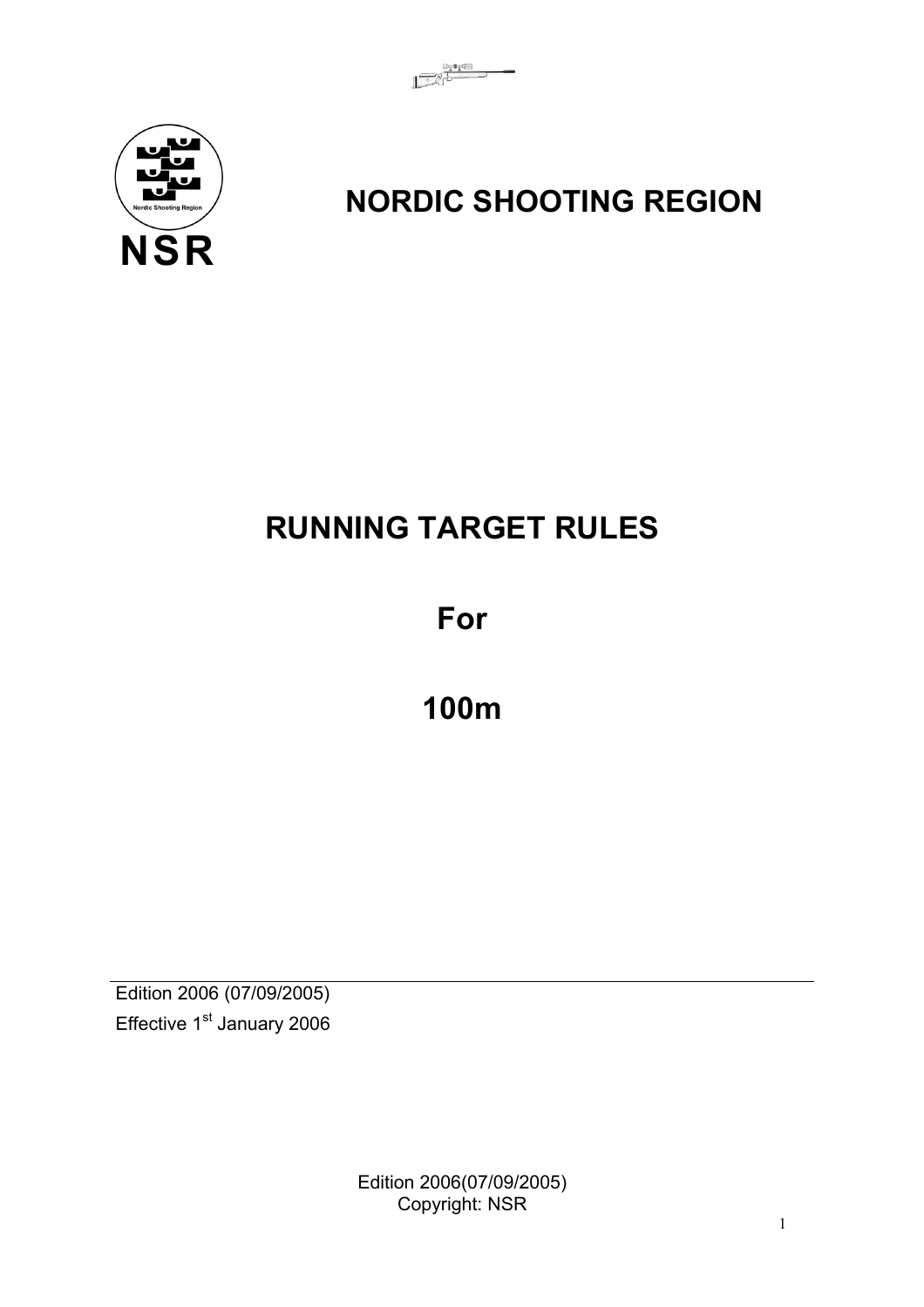NSR

# NORDIC SHOOTING REGION

# RUNNING TARGET RULES

## For

## 100m

Edition 2006 (07/09/2005)
Effective 1st January 2006

Edition 2006(07/09/2005)
Copyright: NSR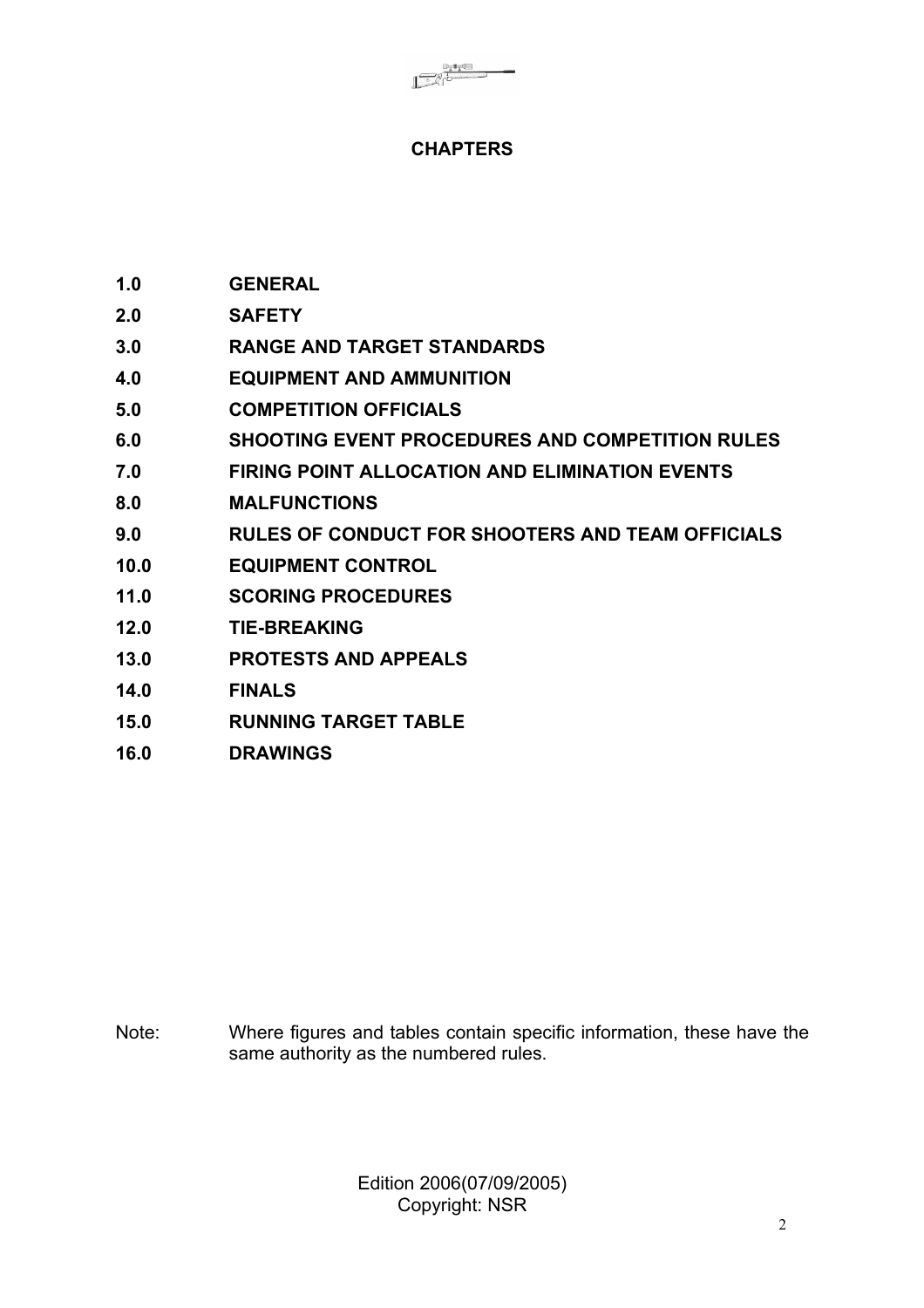## CHAPTERS

| | |
|---|---|
| **1.0** | **GENERAL** |
| **2.0** | **SAFETY** |
| **3.0** | **RANGE AND TARGET STANDARDS** |
| **4.0** | **EQUIPMENT AND AMMUNITION** |
| **5.0** | **COMPETITION OFFICIALS** |
| **6.0** | **SHOOTING EVENT PROCEDURES AND COMPETITION RULES** |
| **7.0** | **FIRING POINT ALLOCATION AND ELIMINATION EVENTS** |
| **8.0** | **MALFUNCTIONS** |
| **9.0** | **RULES OF CONDUCT FOR SHOOTERS AND TEAM OFFICIALS** |
| **10.0** | **EQUIPMENT CONTROL** |
| **11.0** | **SCORING PROCEDURES** |
| **12.0** | **TIE-BREAKING** |
| **13.0** | **PROTESTS AND APPEALS** |
| **14.0** | **FINALS** |
| **15.0** | **RUNNING TARGET TABLE** |
| **16.0** | **DRAWINGS** |

Note: Where figures and tables contain specific information, these have the same authority as the numbered rules.

Edition 2006(07/09/2005)
Copyright: NSR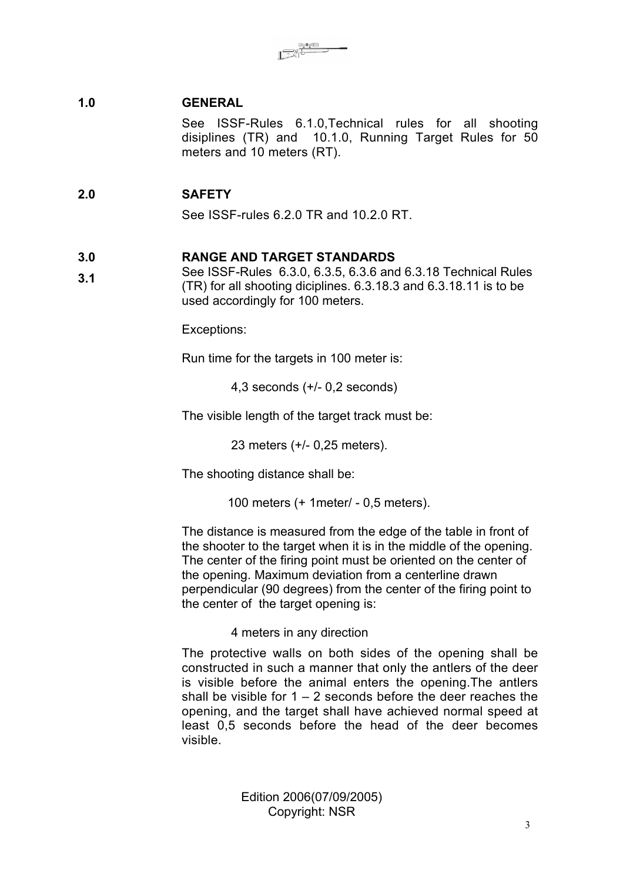## 1.0 GENERAL

See ISSF-Rules 6.1.0,Technical rules for all shooting disiplines (TR) and 10.1.0, Running Target Rules for 50 meters and 10 meters (RT).

## 2.0 SAFETY

See ISSF-rules 6.2.0 TR and 10.2.0 RT.

## 3.0 RANGE AND TARGET STANDARDS

**3.1** See ISSF-Rules 6.3.0, 6.3.5, 6.3.6 and 6.3.18 Technical Rules (TR) for all shooting diciplines. 6.3.18.3 and 6.3.18.11 is to be used accordingly for 100 meters.

Exceptions:

Run time for the targets in 100 meter is:

4,3 seconds (+/- 0,2 seconds)

The visible length of the target track must be:

23 meters (+/- 0,25 meters).

The shooting distance shall be:

100 meters (+ 1meter/ - 0,5 meters).

The distance is measured from the edge of the table in front of the shooter to the target when it is in the middle of the opening. The center of the firing point must be oriented on the center of the opening. Maximum deviation from a centerline drawn perpendicular (90 degrees) from the center of the firing point to the center of the target opening is:

4 meters in any direction

The protective walls on both sides of the opening shall be constructed in such a manner that only the antlers of the deer is visible before the animal enters the opening.The antlers shall be visible for 1 – 2 seconds before the deer reaches the opening, and the target shall have achieved normal speed at least 0,5 seconds before the head of the deer becomes visible.

Edition 2006(07/09/2005)
Copyright: NSR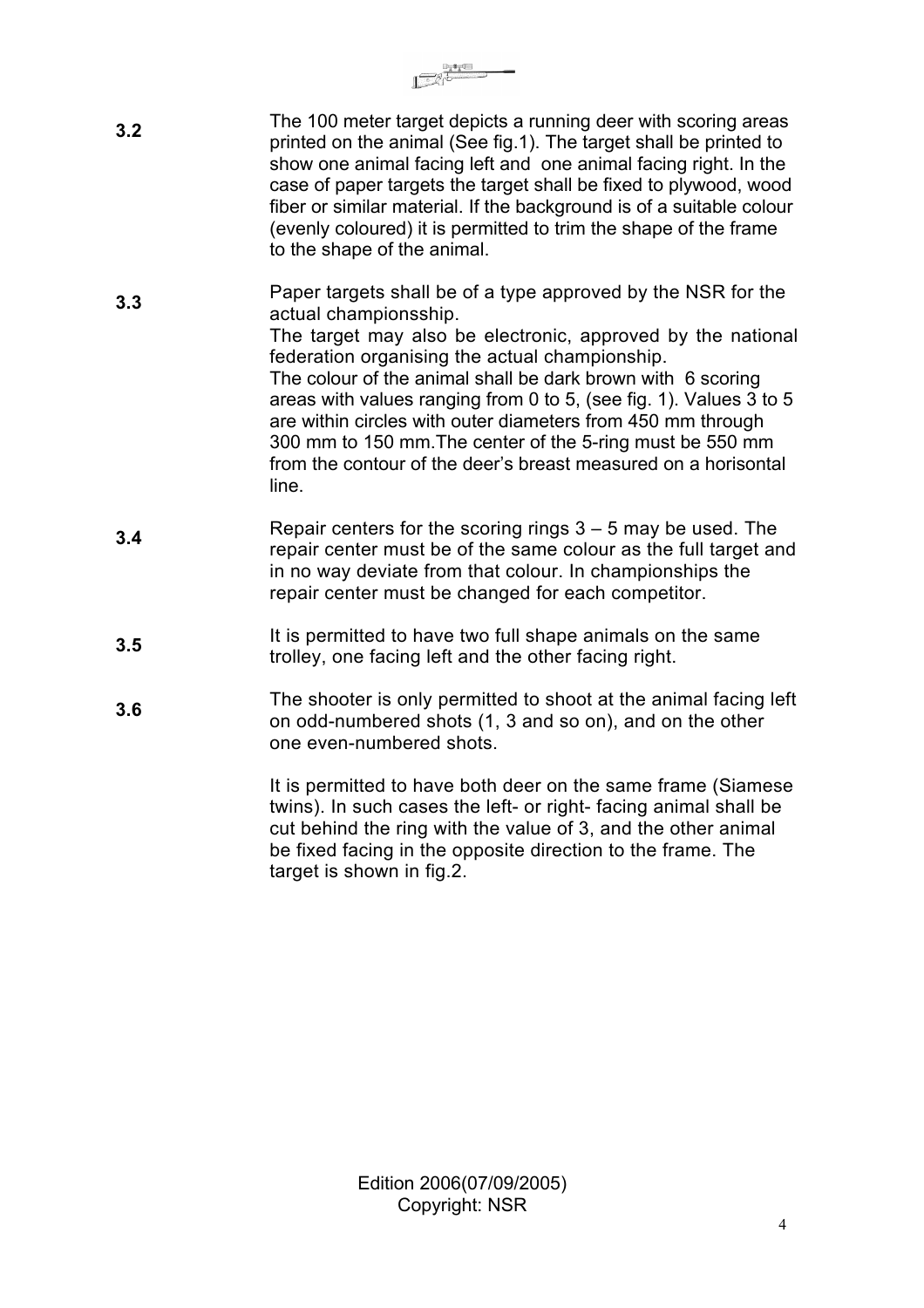**3.2** The 100 meter target depicts a running deer with scoring areas printed on the animal (See fig.1). The target shall be printed to show one animal facing left and one animal facing right. In the case of paper targets the target shall be fixed to plywood, wood fiber or similar material. If the background is of a suitable colour (evenly coloured) it is permitted to trim the shape of the frame to the shape of the animal.

**3.3** Paper targets shall be of a type approved by the NSR for the actual championsship.
The target may also be electronic, approved by the national federation organising the actual championship.
The colour of the animal shall be dark brown with 6 scoring areas with values ranging from 0 to 5, (see fig. 1). Values 3 to 5 are within circles with outer diameters from 450 mm through 300 mm to 150 mm.The center of the 5-ring must be 550 mm from the contour of the deer's breast measured on a horisontal line.

**3.4** Repair centers for the scoring rings 3 – 5 may be used. The repair center must be of the same colour as the full target and in no way deviate from that colour. In championships the repair center must be changed for each competitor.

**3.5** It is permitted to have two full shape animals on the same trolley, one facing left and the other facing right.

**3.6** The shooter is only permitted to shoot at the animal facing left on odd-numbered shots (1, 3 and so on), and on the other one even-numbered shots.

It is permitted to have both deer on the same frame (Siamese twins). In such cases the left- or right- facing animal shall be cut behind the ring with the value of 3, and the other animal be fixed facing in the opposite direction to the frame. The target is shown in fig.2.

Edition 2006(07/09/2005)
Copyright: NSR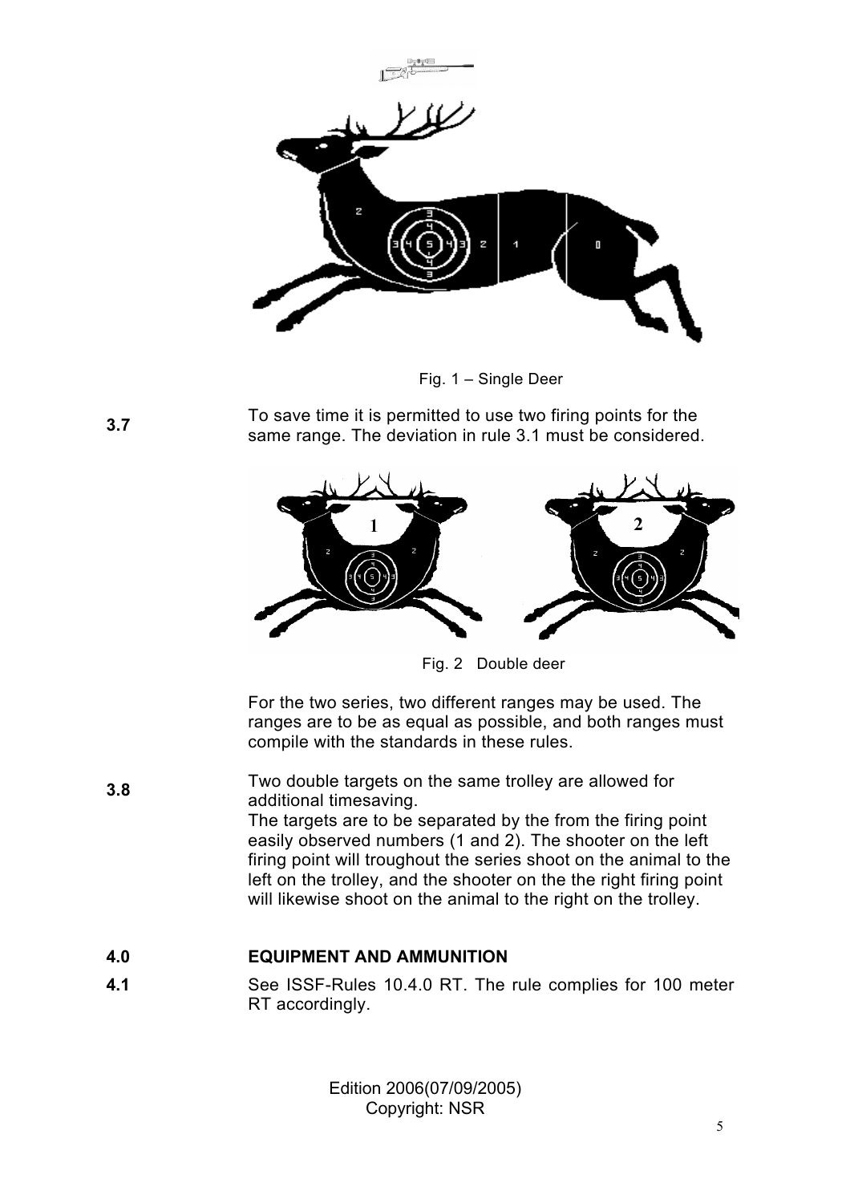Fig. 1 – Single Deer

**3.7** To save time it is permitted to use two firing points for the same range. The deviation in rule 3.1 must be considered.

Fig. 2 Double deer

For the two series, two different ranges may be used. The ranges are to be as equal as possible, and both ranges must compile with the standards in these rules.

**3.8** Two double targets on the same trolley are allowed for additional timesaving.
The targets are to be separated by the from the firing point easily observed numbers (1 and 2). The shooter on the left firing point will troughout the series shoot on the animal to the left on the trolley, and the shooter on the the right firing point will likewise shoot on the animal to the right on the trolley.

## 4.0 EQUIPMENT AND AMMUNITION

**4.1** See ISSF-Rules 10.4.0 RT. The rule complies for 100 meter RT accordingly.

Edition 2006(07/09/2005)
Copyright: NSR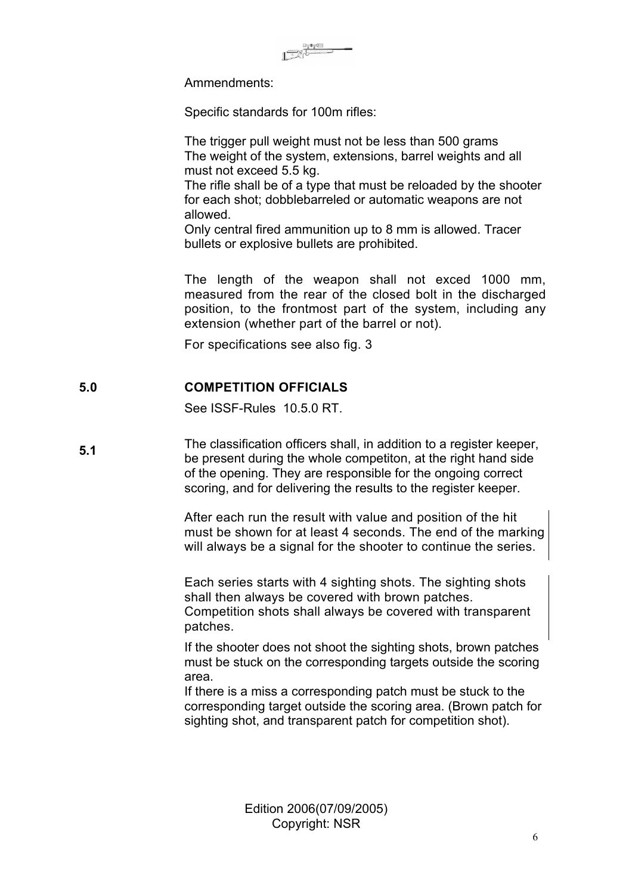Ammendments:

Specific standards for 100m rifles:

The trigger pull weight must not be less than 500 grams
The weight of the system, extensions, barrel weights and all must not exceed 5.5 kg.
The rifle shall be of a type that must be reloaded by the shooter for each shot; dobblebarreled or automatic weapons are not allowed.
Only central fired ammunition up to 8 mm is allowed. Tracer bullets or explosive bullets are prohibited.

The length of the weapon shall not exced 1000 mm, measured from the rear of the closed bolt in the discharged position, to the frontmost part of the system, including any extension (whether part of the barrel or not).

For specifications see also fig. 3

## 5.0 COMPETITION OFFICIALS

See ISSF-Rules 10.5.0 RT.

**5.1** The classification officers shall, in addition to a register keeper, be present during the whole competiton, at the right hand side of the opening. They are responsible for the ongoing correct scoring, and for delivering the results to the register keeper.

After each run the result with value and position of the hit must be shown for at least 4 seconds. The end of the marking will always be a signal for the shooter to continue the series.

Each series starts with 4 sighting shots. The sighting shots shall then always be covered with brown patches.
Competition shots shall always be covered with transparent patches.

If the shooter does not shoot the sighting shots, brown patches must be stuck on the corresponding targets outside the scoring area.
If there is a miss a corresponding patch must be stuck to the corresponding target outside the scoring area. (Brown patch for sighting shot, and transparent patch for competition shot).

Edition 2006(07/09/2005)
Copyright: NSR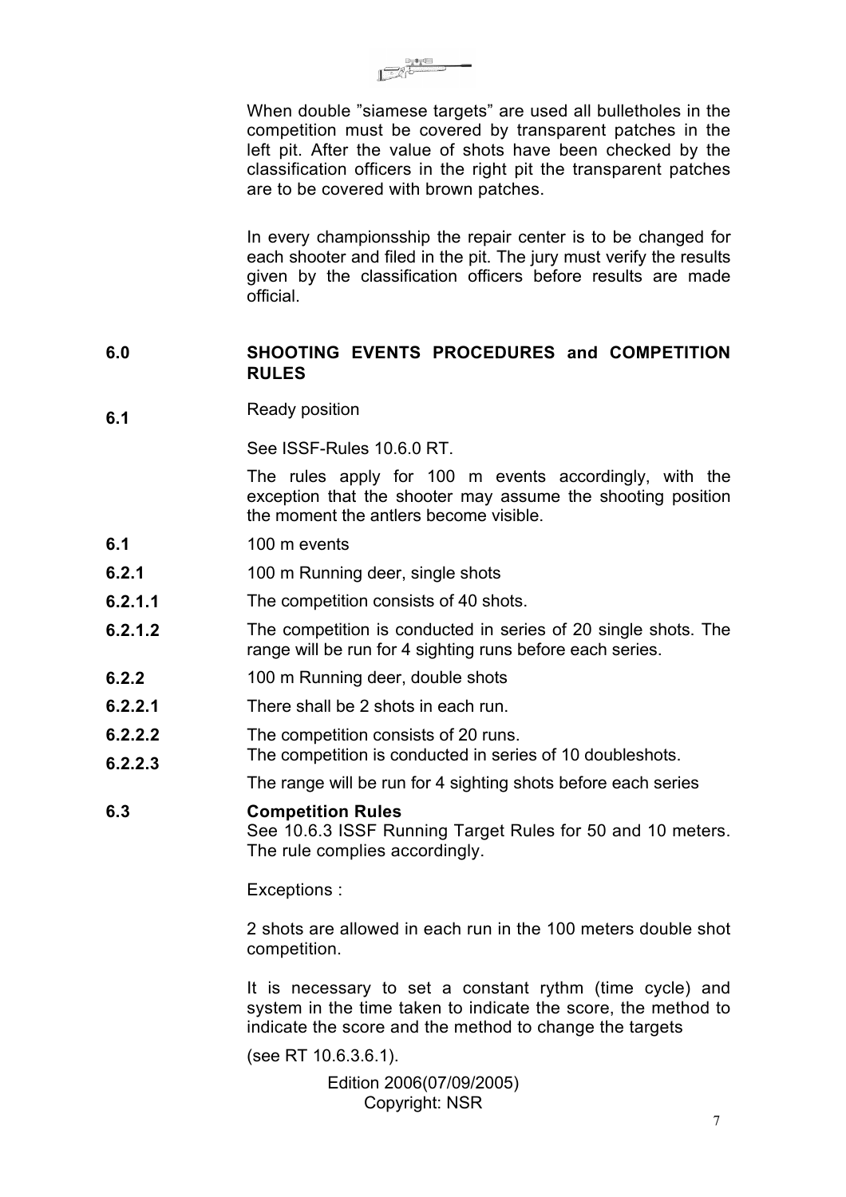When double "siamese targets" are used all bulletholes in the competition must be covered by transparent patches in the left pit. After the value of shots have been checked by the classification officers in the right pit the transparent patches are to be covered with brown patches.

In every championsship the repair center is to be changed for each shooter and filed in the pit. The jury must verify the results given by the classification officers before results are made official.

## 6.0 SHOOTING EVENTS PROCEDURES and COMPETITION RULES

**6.1** Ready position

See ISSF-Rules 10.6.0 RT.

The rules apply for 100 m events accordingly, with the exception that the shooter may assume the shooting position the moment the antlers become visible.

**6.1** 100 m events

**6.2.1** 100 m Running deer, single shots

**6.2.1.1** The competition consists of 40 shots.

**6.2.1.2** The competition is conducted in series of 20 single shots. The range will be run for 4 sighting runs before each series.

**6.2.2** 100 m Running deer, double shots

**6.2.2.1** There shall be 2 shots in each run.

**6.2.2.2** The competition consists of 20 runs.

**6.2.2.3** The competition is conducted in series of 10 doubleshots.

The range will be run for 4 sighting shots before each series

**6.3** **Competition Rules**
See 10.6.3 ISSF Running Target Rules for 50 and 10 meters. The rule complies accordingly.

Exceptions :

2 shots are allowed in each run in the 100 meters double shot competition.

It is necessary to set a constant rythm (time cycle) and system in the time taken to indicate the score, the method to indicate the score and the method to change the targets

(see RT 10.6.3.6.1).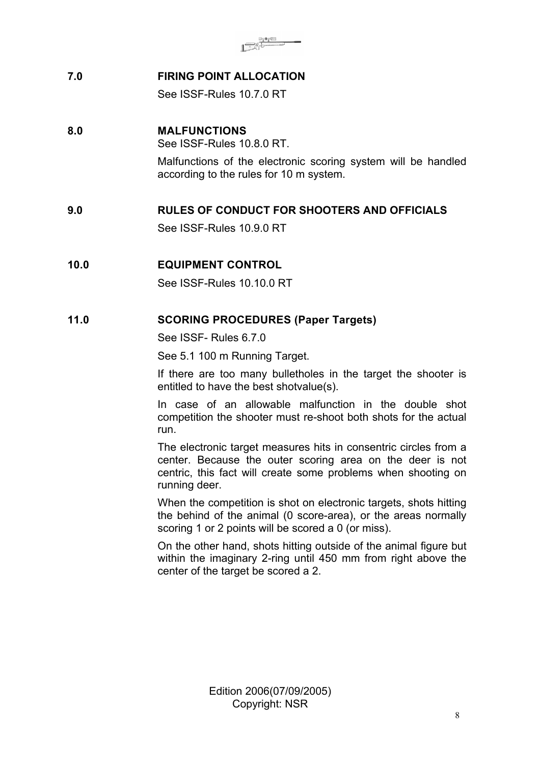## 7.0 FIRING POINT ALLOCATION

See ISSF-Rules 10.7.0 RT

## 8.0 MALFUNCTIONS

See ISSF-Rules 10.8.0 RT.

Malfunctions of the electronic scoring system will be handled according to the rules for 10 m system.

## 9.0 RULES OF CONDUCT FOR SHOOTERS AND OFFICIALS

See ISSF-Rules 10.9.0 RT

## 10.0 EQUIPMENT CONTROL

See ISSF-Rules 10.10.0 RT

## 11.0 SCORING PROCEDURES (Paper Targets)

See ISSF- Rules 6.7.0

See 5.1 100 m Running Target.

If there are too many bulletholes in the target the shooter is entitled to have the best shotvalue(s).

In case of an allowable malfunction in the double shot competition the shooter must re-shoot both shots for the actual run.

The electronic target measures hits in consentric circles from a center. Because the outer scoring area on the deer is not centric, this fact will create some problems when shooting on running deer.

When the competition is shot on electronic targets, shots hitting the behind of the animal (0 score-area), or the areas normally scoring 1 or 2 points will be scored a 0 (or miss).

On the other hand, shots hitting outside of the animal figure but within the imaginary 2-ring until 450 mm from right above the center of the target be scored a 2.

Edition 2006(07/09/2005)
Copyright: NSR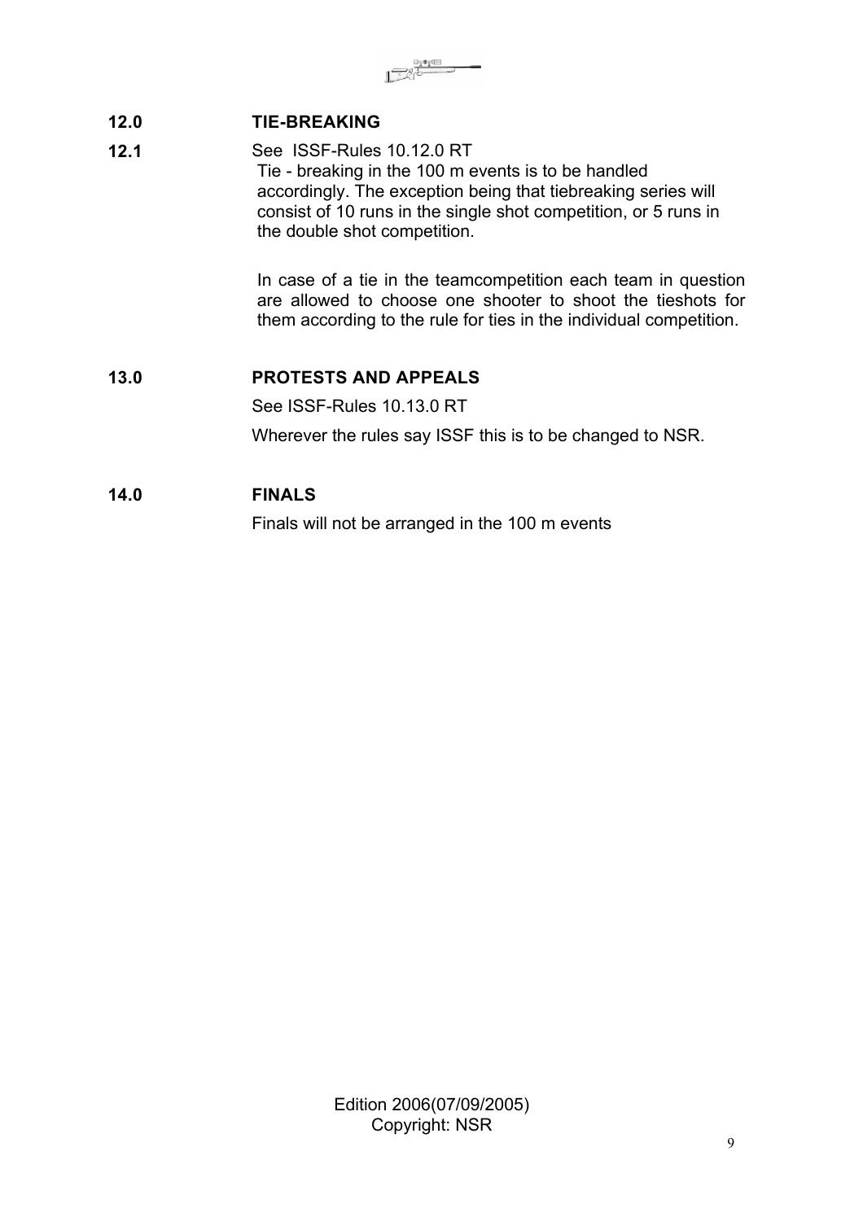## 12.0 TIE-BREAKING

**12.1** See ISSF-Rules 10.12.0 RT

Tie - breaking in the 100 m events is to be handled accordingly. The exception being that tiebreaking series will consist of 10 runs in the single shot competition, or 5 runs in the double shot competition.

In case of a tie in the teamcompetition each team in question are allowed to choose one shooter to shoot the tieshots for them according to the rule for ties in the individual competition.

## 13.0 PROTESTS AND APPEALS

See ISSF-Rules 10.13.0 RT

Wherever the rules say ISSF this is to be changed to NSR.

## 14.0 FINALS

Finals will not be arranged in the 100 m events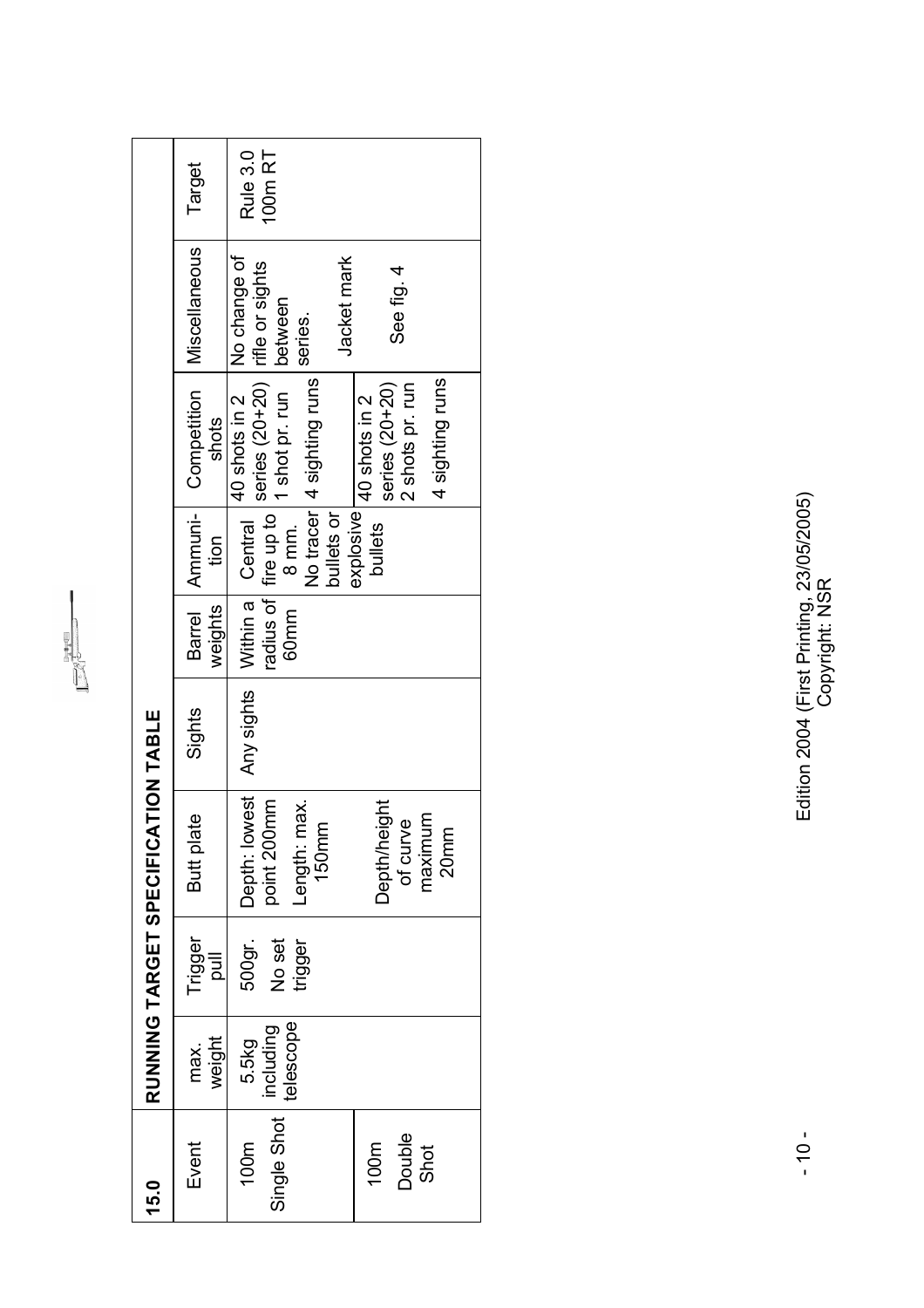## 15.0 RUNNING TARGET SPECIFICATION TABLE

| Event | max. weight | Trigger pull | Butt plate | Sights | Barrel weights | Ammunition | Competition shots | Miscellaneous | Target |
|---|---|---|---|---|---|---|---|---|---|
| 100m Single Shot | 5.5kg including telescope | 500gr. No set trigger | Depth: lowest point 200mm Length: max. 150mm | Any sights | Within a radius of 60mm | Central fire up to 8 mm. No tracer bullets or explosive bullets | 40 shots in 2 series (20+20) 1 shot pr. run 4 sighting runs | No change of rifle or sights between series. Jacket mark | Rule 3.0 100m RT |
| 100m Double Shot | | | Depth/height of curve maximum 20mm | | | | 40 shots in 2 series (20+20) 2 shots pr. run 4 sighting runs | See fig. 4 | |

Edition 2004 (First Printing, 23/05/2005)
Copyright: NSR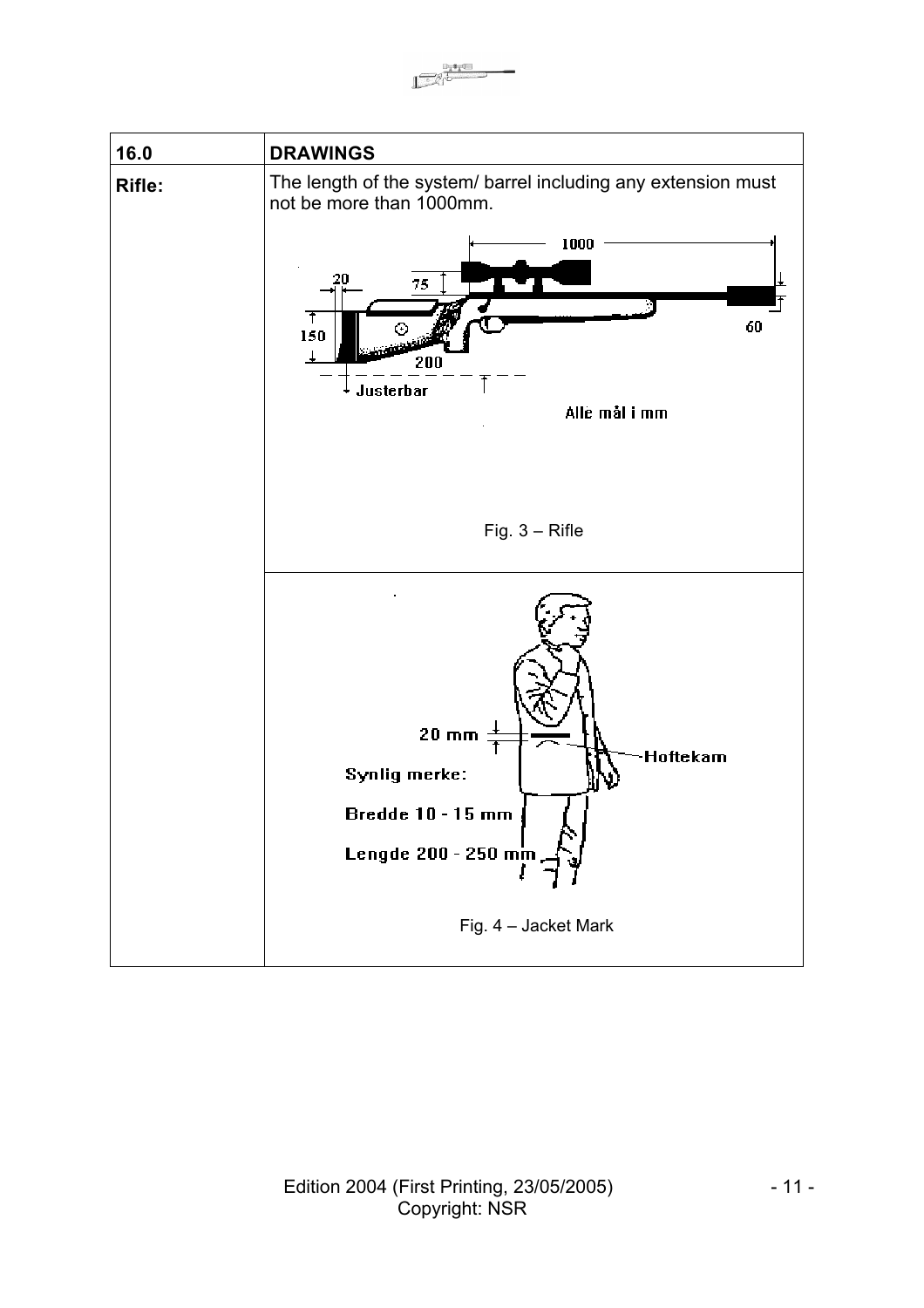| 16.0 | DRAWINGS |
|---|---|
| **Rifle:** | The length of the system/ barrel including any extension must not be more than 1000mm.<br><br>Fig. 3 – Rifle |
| | Fig. 4 – Jacket Mark |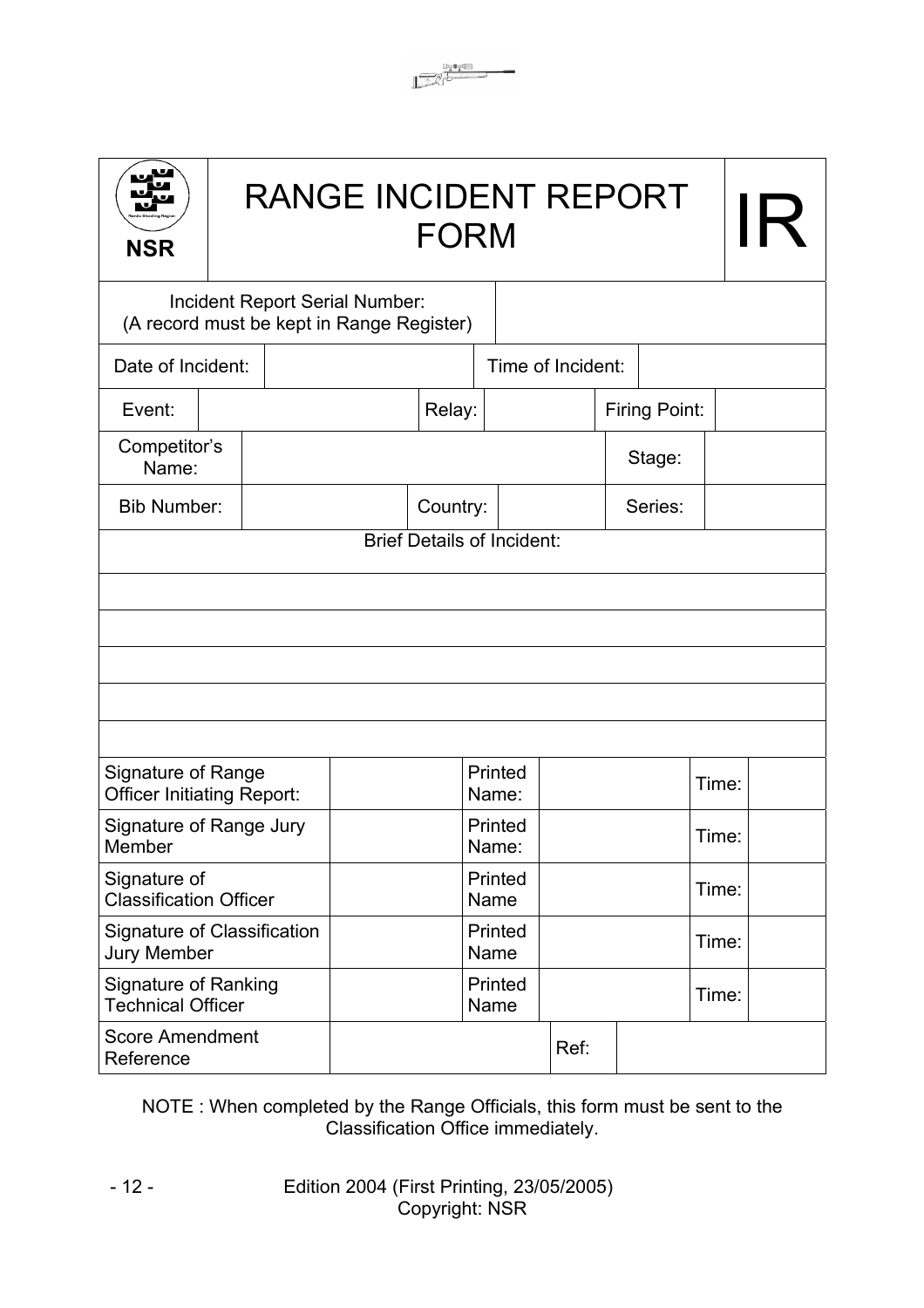# RANGE INCIDENT REPORT FORM

**NSR** | **IR**

| | |
|---|---|
| Incident Report Serial Number: (A record must be kept in Range Register) | |

| | | | |
|---|---|---|---|
| Date of Incident: | | Time of Incident: | |

| | | | | | |
|---|---|---|---|---|---|
| Event: | | Relay: | | Firing Point: | |
| Competitor's Name: | | | | Stage: | |
| Bib Number: | | Country: | | Series: | |

| |
|---|
| Brief Details of Incident: |
| |
| |
| |
| |
| |

| | | | | | |
|---|---|---|---|---|---|
| Signature of Range Officer Initiating Report: | | Printed Name: | | Time: | |
| Signature of Range Jury Member | | Printed Name: | | Time: | |
| Signature of Classification Officer | | Printed Name | | Time: | |
| Signature of Classification Jury Member | | Printed Name | | Time: | |
| Signature of Ranking Technical Officer | | Printed Name | | Time: | |
| Score Amendment Reference | | | Ref: | | |

NOTE : When completed by the Range Officials, this form must be sent to the Classification Office immediately.

Edition 2004 (First Printing, 23/05/2005)
Copyright: NSR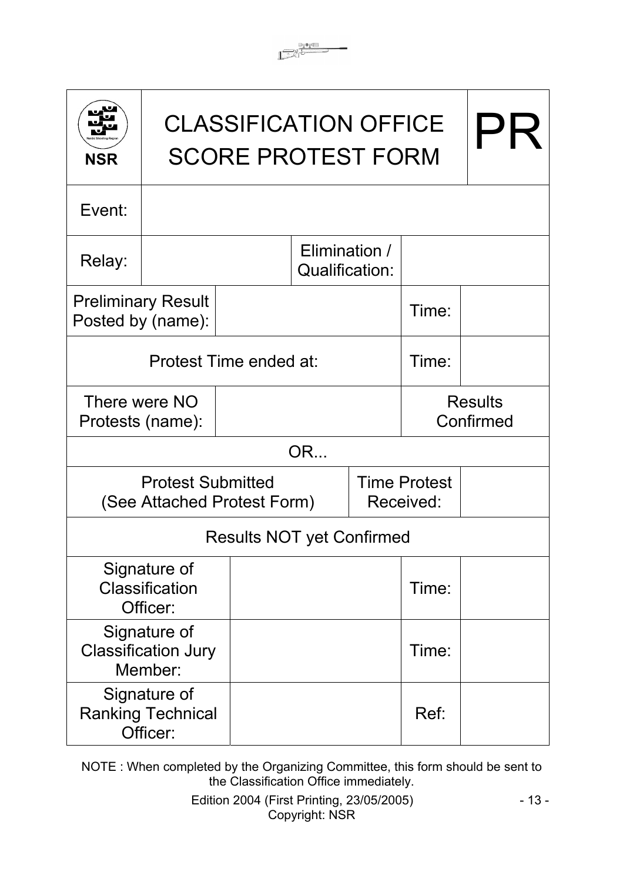| NSR | CLASSIFICATION OFFICE SCORE PROTEST FORM | | | | PR |
|---|---|---|---|---|---|
| Event: | | | | | |
| Relay: | | Elimination / Qualification: | | | |
| Preliminary Result Posted by (name): | | | | Time: | |
| Protest Time ended at: | | | | Time: | |
| There were NO Protests (name): | | | | Results Confirmed | |
| OR... | | | | | |
| Protest Submitted (See Attached Protest Form) | | | Time Protest Received: | | |
| Results NOT yet Confirmed | | | | | |
| Signature of Classification Officer: | | | | Time: | |
| Signature of Classification Jury Member: | | | | Time: | |
| Signature of Ranking Technical Officer: | | | | Ref: | |

NOTE : When completed by the Organizing Committee, this form should be sent to the Classification Office immediately.

Edition 2004 (First Printing, 23/05/2005)
Copyright: NSR